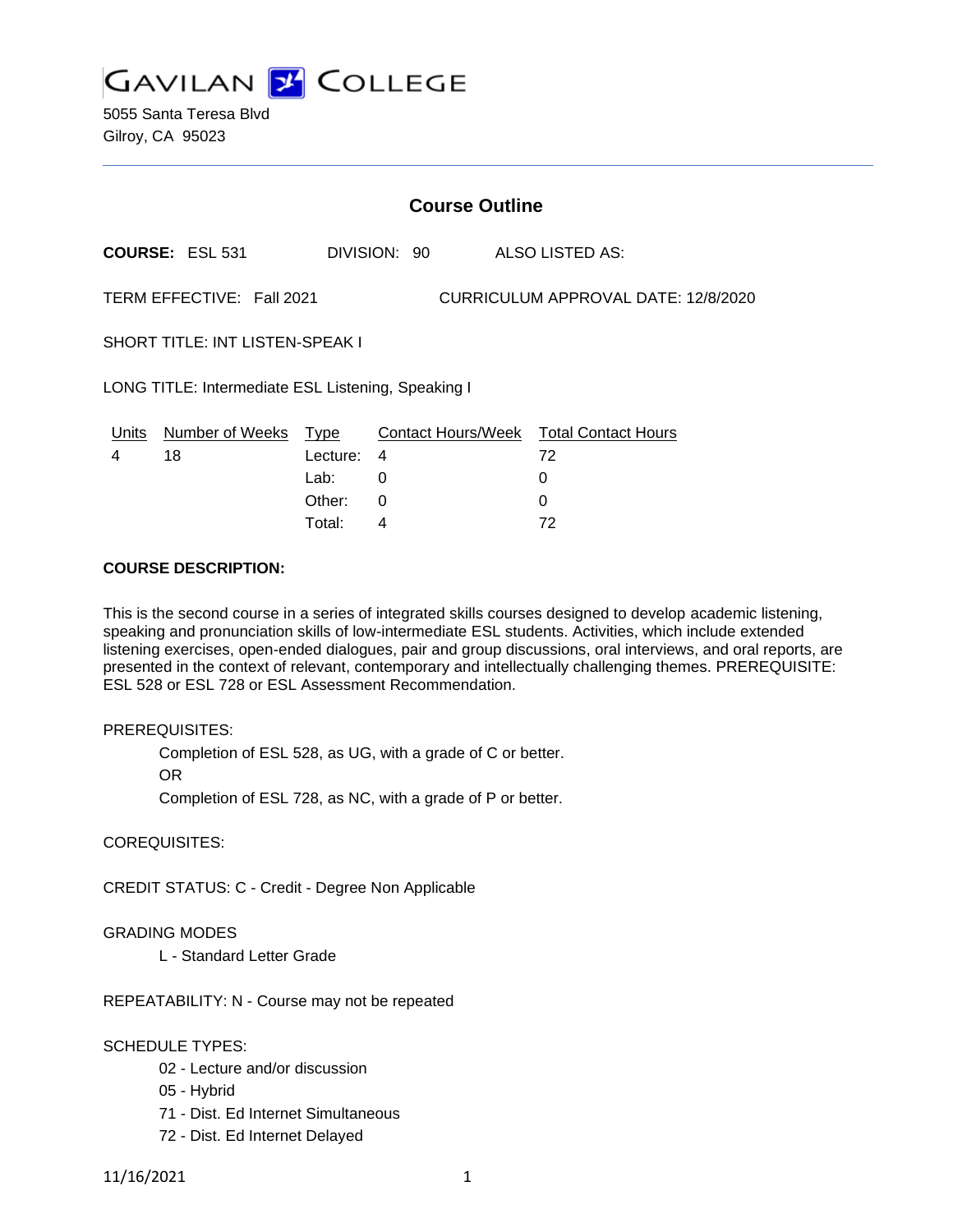# GAVILAN COLLEGE

5055 Santa Teresa Blvd
Gilroy, CA 95023

## Course Outline

**COURSE:** ESL 531 DIVISION: 90 ALSO LISTED AS:

TERM EFFECTIVE: Fall 2021 CURRICULUM APPROVAL DATE: 12/8/2020

SHORT TITLE: INT LISTEN-SPEAK I

LONG TITLE: Intermediate ESL Listening, Speaking I

| Units | Number of Weeks | Type | Contact Hours/Week | Total Contact Hours |
|---|---|---|---|---|
| 4 | 18 | Lecture: | 4 | 72 |
| | | Lab: | 0 | 0 |
| | | Other: | 0 | 0 |
| | | Total: | 4 | 72 |

**COURSE DESCRIPTION:**

This is the second course in a series of integrated skills courses designed to develop academic listening, speaking and pronunciation skills of low-intermediate ESL students. Activities, which include extended listening exercises, open-ended dialogues, pair and group discussions, oral interviews, and oral reports, are presented in the context of relevant, contemporary and intellectually challenging themes. PREREQUISITE: ESL 528 or ESL 728 or ESL Assessment Recommendation.

PREREQUISITES:

Completion of ESL 528, as UG, with a grade of C or better.

OR

Completion of ESL 728, as NC, with a grade of P or better.

COREQUISITES:

CREDIT STATUS: C - Credit - Degree Non Applicable

GRADING MODES

L - Standard Letter Grade

REPEATABILITY: N - Course may not be repeated

SCHEDULE TYPES:

02 - Lecture and/or discussion

05 - Hybrid

71 - Dist. Ed Internet Simultaneous

72 - Dist. Ed Internet Delayed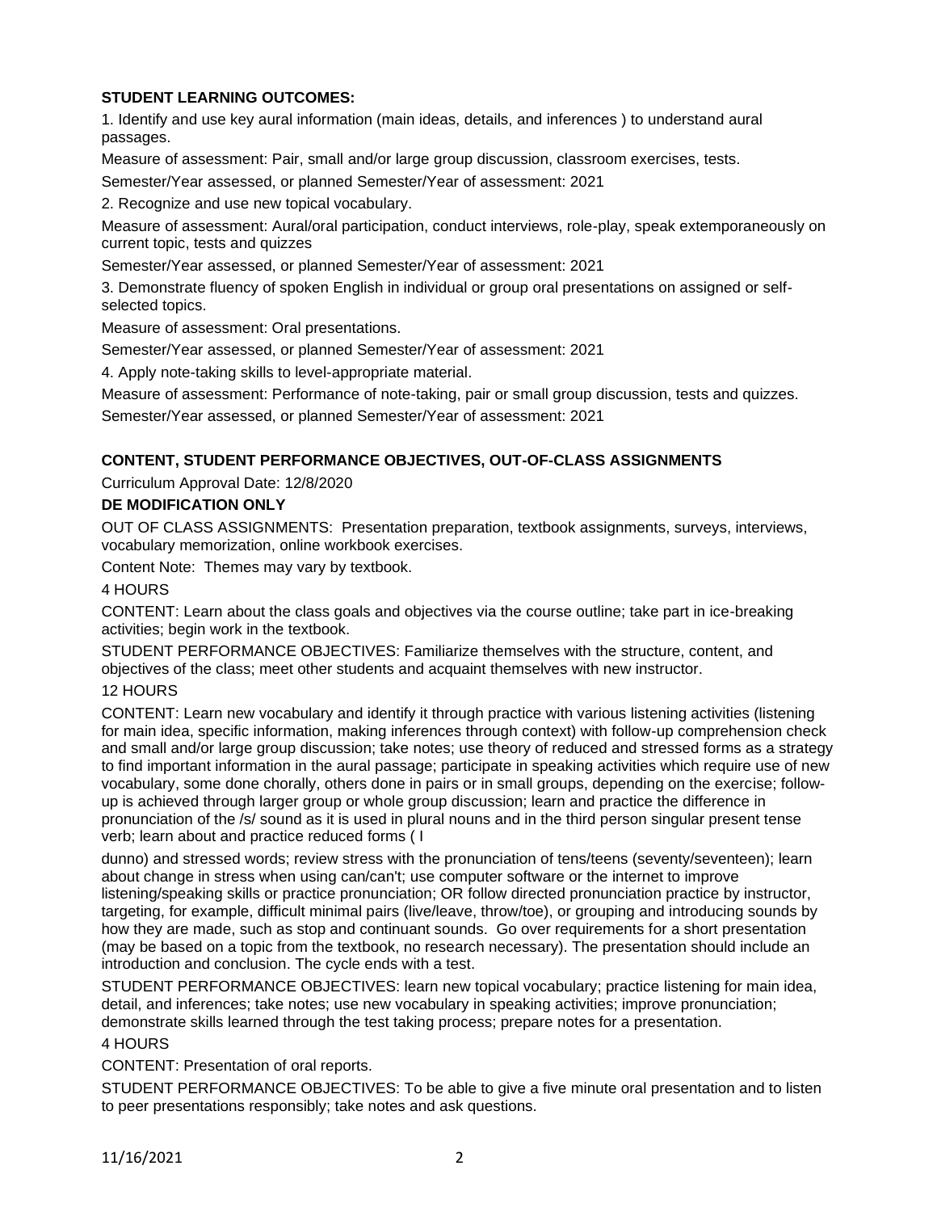**STUDENT LEARNING OUTCOMES:**

1. Identify and use key aural information (main ideas, details, and inferences ) to understand aural passages.

Measure of assessment: Pair, small and/or large group discussion, classroom exercises, tests.

Semester/Year assessed, or planned Semester/Year of assessment: 2021

2. Recognize and use new topical vocabulary.

Measure of assessment: Aural/oral participation, conduct interviews, role-play, speak extemporaneously on current topic, tests and quizzes

Semester/Year assessed, or planned Semester/Year of assessment: 2021

3. Demonstrate fluency of spoken English in individual or group oral presentations on assigned or self-selected topics.

Measure of assessment: Oral presentations.

Semester/Year assessed, or planned Semester/Year of assessment: 2021

4. Apply note-taking skills to level-appropriate material.

Measure of assessment: Performance of note-taking, pair or small group discussion, tests and quizzes.

Semester/Year assessed, or planned Semester/Year of assessment: 2021

**CONTENT, STUDENT PERFORMANCE OBJECTIVES, OUT-OF-CLASS ASSIGNMENTS**

Curriculum Approval Date: 12/8/2020

**DE MODIFICATION ONLY**

OUT OF CLASS ASSIGNMENTS: Presentation preparation, textbook assignments, surveys, interviews, vocabulary memorization, online workbook exercises.

Content Note: Themes may vary by textbook.

4 HOURS

CONTENT: Learn about the class goals and objectives via the course outline; take part in ice-breaking activities; begin work in the textbook.

STUDENT PERFORMANCE OBJECTIVES: Familiarize themselves with the structure, content, and objectives of the class; meet other students and acquaint themselves with new instructor.

12 HOURS

CONTENT: Learn new vocabulary and identify it through practice with various listening activities (listening for main idea, specific information, making inferences through context) with follow-up comprehension check and small and/or large group discussion; take notes; use theory of reduced and stressed forms as a strategy to find important information in the aural passage; participate in speaking activities which require use of new vocabulary, some done chorally, others done in pairs or in small groups, depending on the exercise; follow-up is achieved through larger group or whole group discussion; learn and practice the difference in pronunciation of the /s/ sound as it is used in plural nouns and in the third person singular present tense verb; learn about and practice reduced forms ( I

dunno) and stressed words; review stress with the pronunciation of tens/teens (seventy/seventeen); learn about change in stress when using can/can't; use computer software or the internet to improve listening/speaking skills or practice pronunciation; OR follow directed pronunciation practice by instructor, targeting, for example, difficult minimal pairs (live/leave, throw/toe), or grouping and introducing sounds by how they are made, such as stop and continuant sounds. Go over requirements for a short presentation (may be based on a topic from the textbook, no research necessary). The presentation should include an introduction and conclusion. The cycle ends with a test.

STUDENT PERFORMANCE OBJECTIVES: learn new topical vocabulary; practice listening for main idea, detail, and inferences; take notes; use new vocabulary in speaking activities; improve pronunciation; demonstrate skills learned through the test taking process; prepare notes for a presentation.

4 HOURS

CONTENT: Presentation of oral reports.

STUDENT PERFORMANCE OBJECTIVES: To be able to give a five minute oral presentation and to listen to peer presentations responsibly; take notes and ask questions.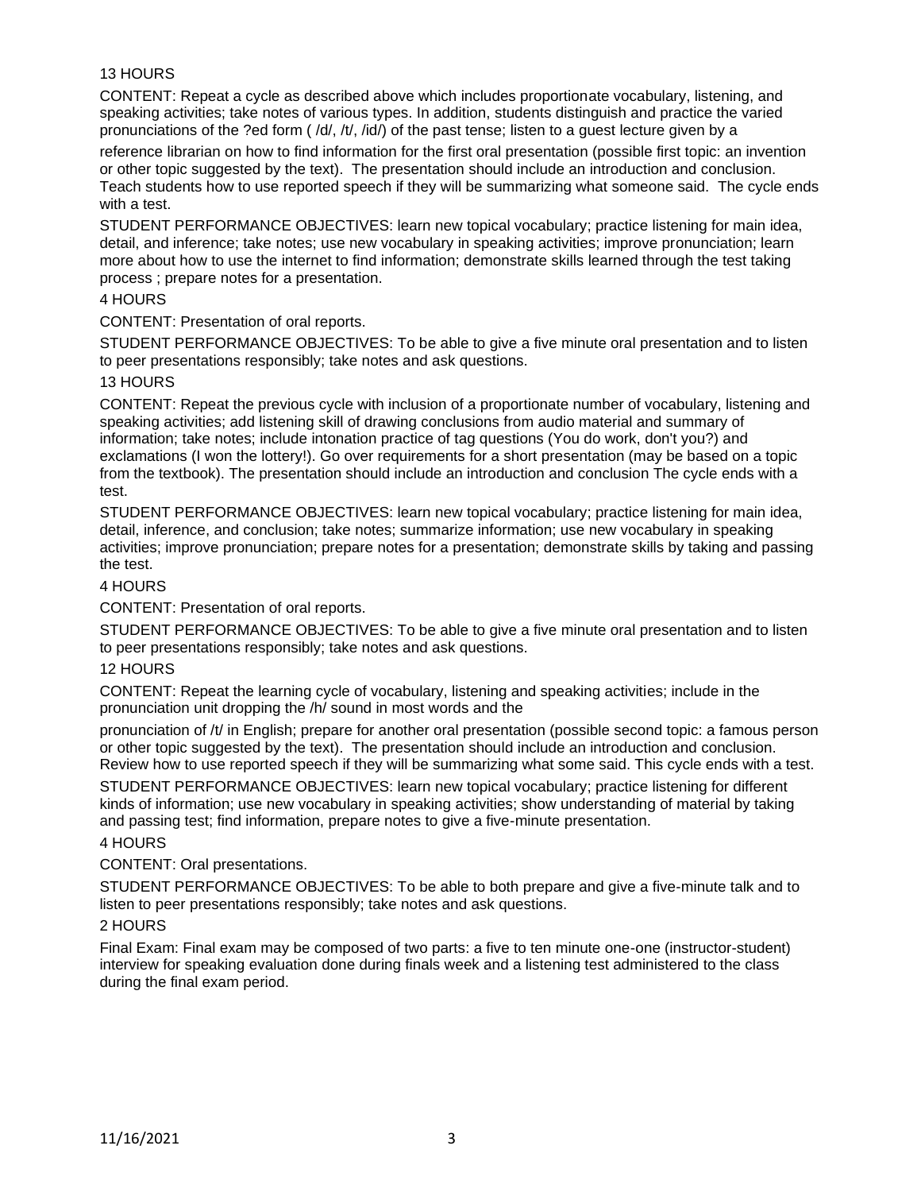13 HOURS

CONTENT: Repeat a cycle as described above which includes proportionate vocabulary, listening, and speaking activities; take notes of various types. In addition, students distinguish and practice the varied pronunciations of the ?ed form ( /d/, /t/, /id/) of the past tense; listen to a guest lecture given by a reference librarian on how to find information for the first oral presentation (possible first topic: an invention or other topic suggested by the text). The presentation should include an introduction and conclusion. Teach students how to use reported speech if they will be summarizing what someone said. The cycle ends with a test.

STUDENT PERFORMANCE OBJECTIVES: learn new topical vocabulary; practice listening for main idea, detail, and inference; take notes; use new vocabulary in speaking activities; improve pronunciation; learn more about how to use the internet to find information; demonstrate skills learned through the test taking process ; prepare notes for a presentation.

4 HOURS

CONTENT: Presentation of oral reports.

STUDENT PERFORMANCE OBJECTIVES: To be able to give a five minute oral presentation and to listen to peer presentations responsibly; take notes and ask questions.

13 HOURS

CONTENT: Repeat the previous cycle with inclusion of a proportionate number of vocabulary, listening and speaking activities; add listening skill of drawing conclusions from audio material and summary of information; take notes; include intonation practice of tag questions (You do work, don't you?) and exclamations (I won the lottery!). Go over requirements for a short presentation (may be based on a topic from the textbook). The presentation should include an introduction and conclusion The cycle ends with a test.

STUDENT PERFORMANCE OBJECTIVES: learn new topical vocabulary; practice listening for main idea, detail, inference, and conclusion; take notes; summarize information; use new vocabulary in speaking activities; improve pronunciation; prepare notes for a presentation; demonstrate skills by taking and passing the test.

4 HOURS

CONTENT: Presentation of oral reports.

STUDENT PERFORMANCE OBJECTIVES: To be able to give a five minute oral presentation and to listen to peer presentations responsibly; take notes and ask questions.

12 HOURS

CONTENT: Repeat the learning cycle of vocabulary, listening and speaking activities; include in the pronunciation unit dropping the /h/ sound in most words and the pronunciation of /t/ in English; prepare for another oral presentation (possible second topic: a famous person or other topic suggested by the text). The presentation should include an introduction and conclusion. Review how to use reported speech if they will be summarizing what some said. This cycle ends with a test.

STUDENT PERFORMANCE OBJECTIVES: learn new topical vocabulary; practice listening for different kinds of information; use new vocabulary in speaking activities; show understanding of material by taking and passing test; find information, prepare notes to give a five-minute presentation.

4 HOURS

CONTENT: Oral presentations.

STUDENT PERFORMANCE OBJECTIVES: To be able to both prepare and give a five-minute talk and to listen to peer presentations responsibly; take notes and ask questions.

2 HOURS

Final Exam: Final exam may be composed of two parts: a five to ten minute one-one (instructor-student) interview for speaking evaluation done during finals week and a listening test administered to the class during the final exam period.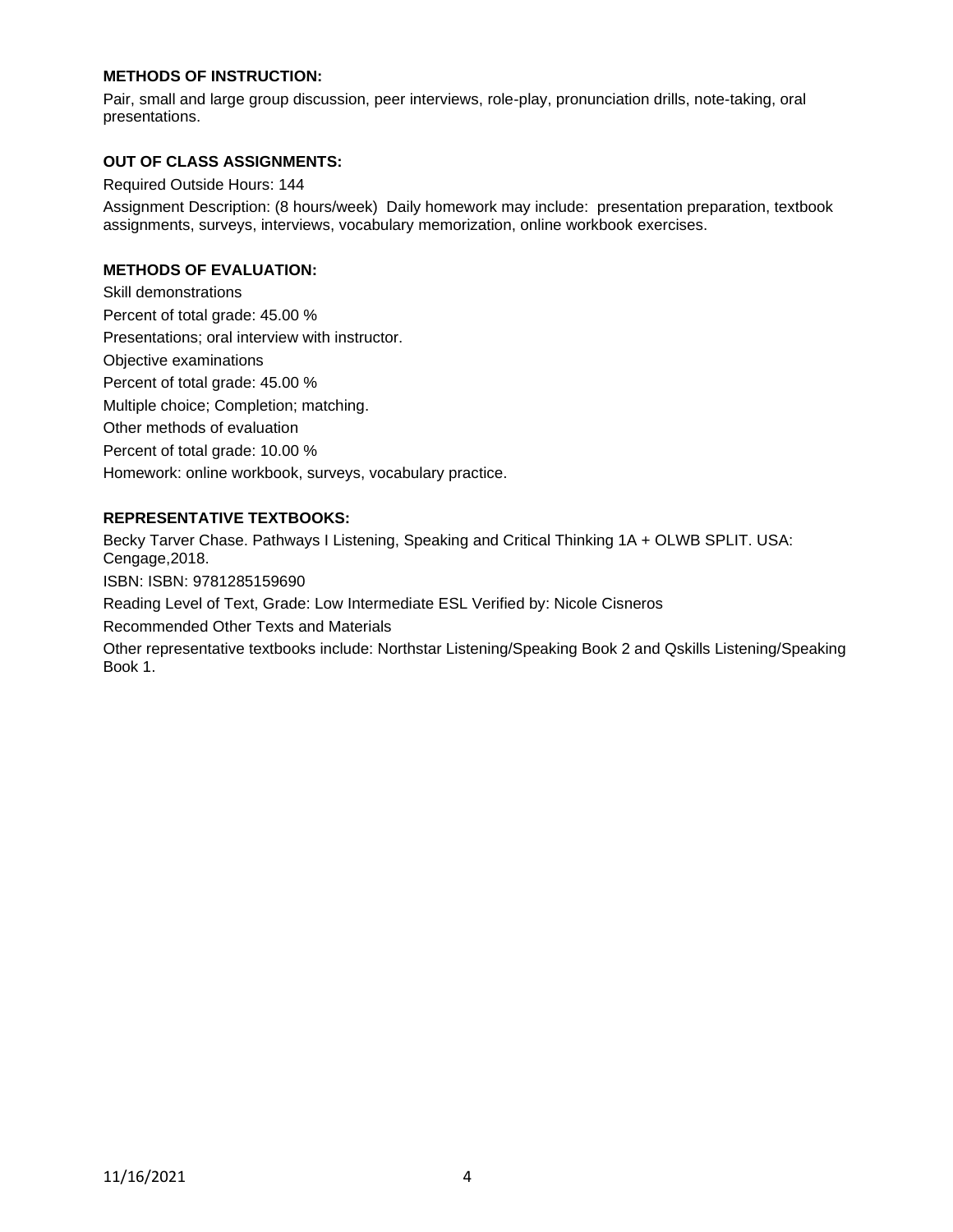**METHODS OF INSTRUCTION:**

Pair, small and large group discussion, peer interviews, role-play, pronunciation drills, note-taking, oral presentations.

**OUT OF CLASS ASSIGNMENTS:**

Required Outside Hours: 144

Assignment Description: (8 hours/week) Daily homework may include: presentation preparation, textbook assignments, surveys, interviews, vocabulary memorization, online workbook exercises.

**METHODS OF EVALUATION:**

Skill demonstrations

Percent of total grade: 45.00 %

Presentations; oral interview with instructor.

Objective examinations

Percent of total grade: 45.00 %

Multiple choice; Completion; matching.

Other methods of evaluation

Percent of total grade: 10.00 %

Homework: online workbook, surveys, vocabulary practice.

**REPRESENTATIVE TEXTBOOKS:**

Becky Tarver Chase. Pathways I Listening, Speaking and Critical Thinking 1A + OLWB SPLIT. USA: Cengage,2018.

ISBN: ISBN: 9781285159690

Reading Level of Text, Grade: Low Intermediate ESL Verified by: Nicole Cisneros

Recommended Other Texts and Materials

Other representative textbooks include: Northstar Listening/Speaking Book 2 and Qskills Listening/Speaking Book 1.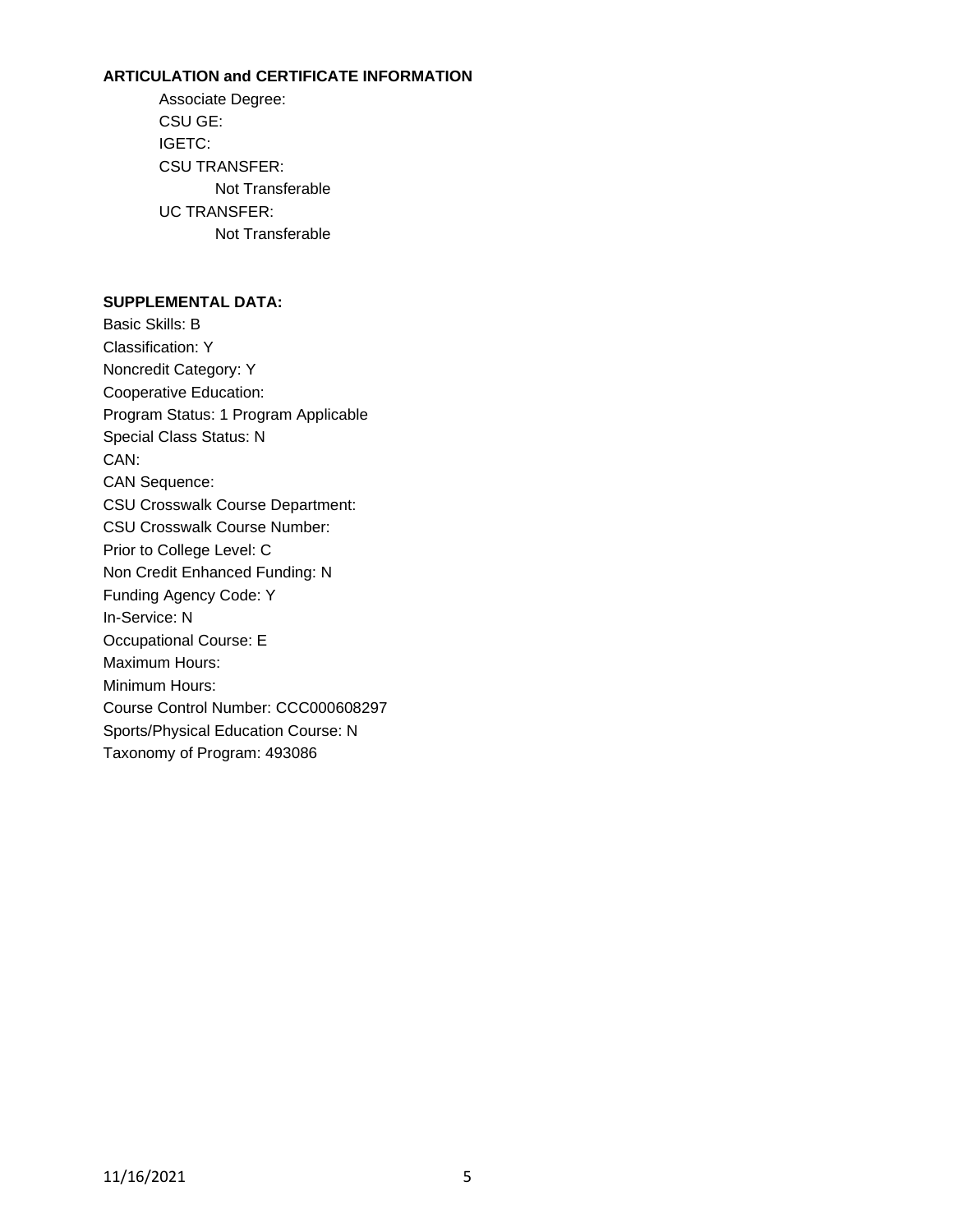**ARTICULATION and CERTIFICATE INFORMATION**

Associate Degree:
CSU GE:
IGETC:
CSU TRANSFER:
Not Transferable
UC TRANSFER:
Not Transferable

**SUPPLEMENTAL DATA:**

Basic Skills: B
Classification: Y
Noncredit Category: Y
Cooperative Education:
Program Status: 1 Program Applicable
Special Class Status: N
CAN:
CAN Sequence:
CSU Crosswalk Course Department:
CSU Crosswalk Course Number:
Prior to College Level: C
Non Credit Enhanced Funding: N
Funding Agency Code: Y
In-Service: N
Occupational Course: E
Maximum Hours:
Minimum Hours:
Course Control Number: CCC000608297
Sports/Physical Education Course: N
Taxonomy of Program: 493086